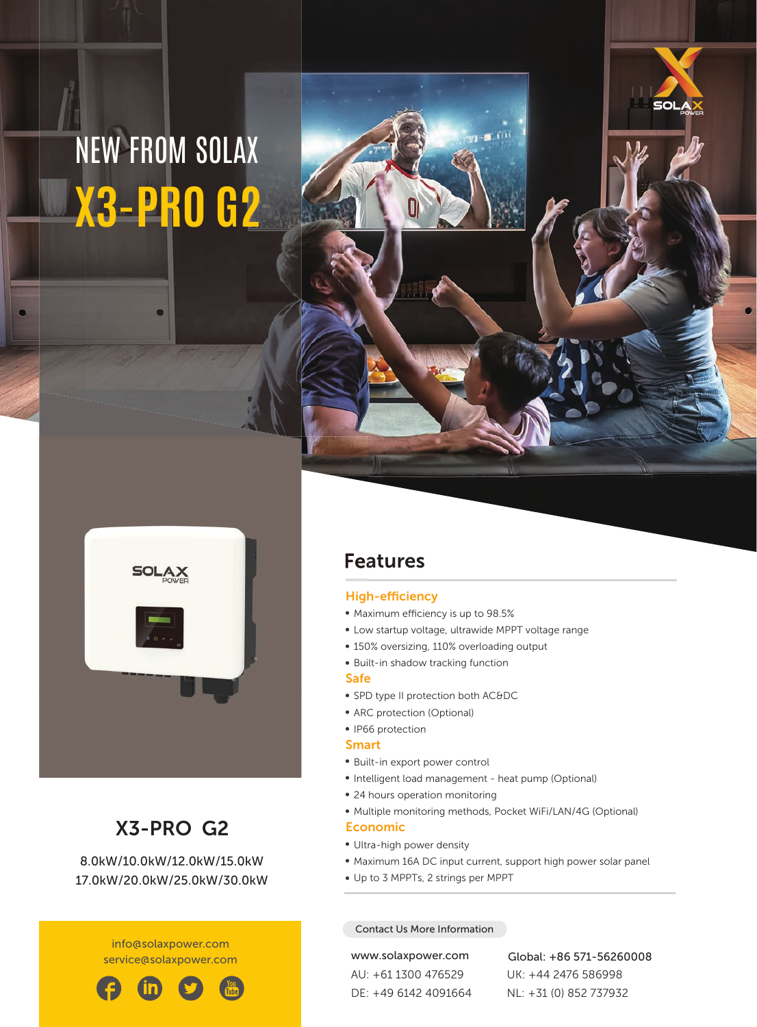# NEW FROM SOLAX

# X3-PRO G2

## X3-PRO G2

8.0kW/10.0kW/12.0kW/15.0kW
17.0kW/20.0kW/25.0kW/30.0kW

## Features

### High-efficiency

- Maximum efficiency is up to 98.5%
- Low startup voltage, ultrawide MPPT voltage range
- 150% oversizing, 110% overloading output
- Built-in shadow tracking function

### Safe

- SPD type II protection both AC&DC
- ARC protection (Optional)
- IP66 protection

### Smart

- Built-in export power control
- Intelligent load management - heat pump (Optional)
- 24 hours operation monitoring
- Multiple monitoring methods, Pocket WiFi/LAN/4G (Optional)

### Economic

- Ultra-high power density
- Maximum 16A DC input current, support high power solar panel
- Up to 3 MPPTs, 2 strings per MPPT

info@solaxpower.com
service@solaxpower.com

Contact Us More Information

www.solaxpower.com
AU: +61 1300 476529
DE: +49 6142 4091664

Global: +86 571-56260008
UK: +44 2476 586998
NL: +31 (0) 852 737932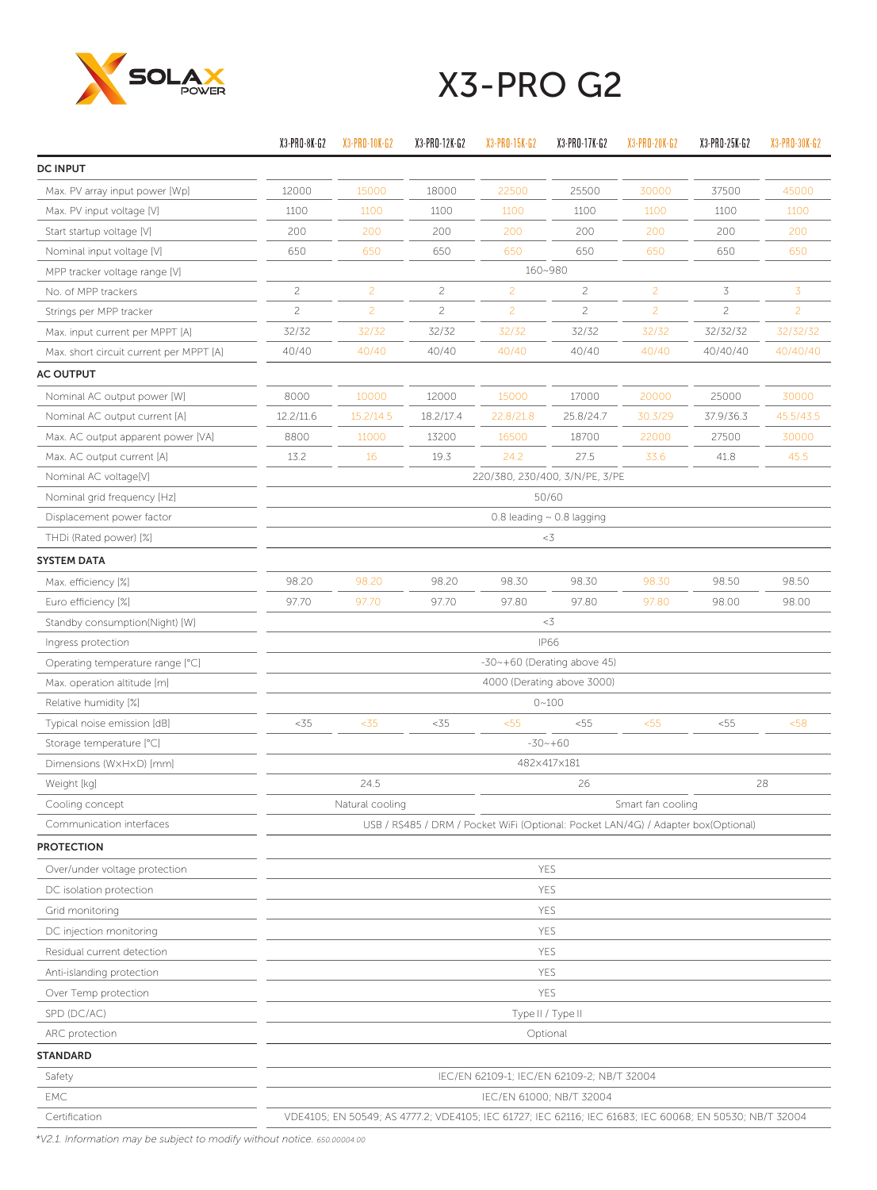# X3-PRO G2

| | X3-PRO-8K-G2 | X3-PRO-10K-G2 | X3-PRO-12K-G2 | X3-PRO-15K-G2 | X3-PRO-17K-G2 | X3-PRO-20K-G2 | X3-PRO-25K-G2 | X3-PRO-30K-G2 |
|---|---|---|---|---|---|---|---|---|
| **DC INPUT** | | | | | | | | |
| Max. PV array input power [Wp] | 12000 | 15000 | 18000 | 22500 | 25500 | 30000 | 37500 | 45000 |
| Max. PV input voltage [V] | 1100 | 1100 | 1100 | 1100 | 1100 | 1100 | 1100 | 1100 |
| Start startup voltage [V] | 200 | 200 | 200 | 200 | 200 | 200 | 200 | 200 |
| Nominal input voltage [V] | 650 | 650 | 650 | 650 | 650 | 650 | 650 | 650 |
| MPP tracker voltage range [V] | 160~980 | | | | | | | |
| No. of MPP trackers | 2 | 2 | 2 | 2 | 2 | 2 | 3 | 3 |
| Strings per MPP tracker | 2 | 2 | 2 | 2 | 2 | 2 | 2 | 2 |
| Max. input current per MPPT [A] | 32/32 | 32/32 | 32/32 | 32/32 | 32/32 | 32/32 | 32/32/32 | 32/32/32 |
| Max. short circuit current per MPPT [A] | 40/40 | 40/40 | 40/40 | 40/40 | 40/40 | 40/40 | 40/40/40 | 40/40/40 |
| **AC OUTPUT** | | | | | | | | |
| Nominal AC output power [W] | 8000 | 10000 | 12000 | 15000 | 17000 | 20000 | 25000 | 30000 |
| Nominal AC output current [A] | 12.2/11.6 | 15.2/14.5 | 18.2/17.4 | 22.8/21.8 | 25.8/24.7 | 30.3/29 | 37.9/36.3 | 45.5/43.5 |
| Max. AC output apparent power [VA] | 8800 | 11000 | 13200 | 16500 | 18700 | 22000 | 27500 | 30000 |
| Max. AC output current [A] | 13.2 | 16 | 19.3 | 24.2 | 27.5 | 33.6 | 41.8 | 45.5 |
| Nominal AC voltage[V] | 220/380, 230/400, 3/N/PE, 3/PE | | | | | | | |
| Nominal grid frequency [Hz] | 50/60 | | | | | | | |
| Displacement power factor | 0.8 leading ~ 0.8 lagging | | | | | | | |
| THDi (Rated power) [%] | <3 | | | | | | | |
| **SYSTEM DATA** | | | | | | | | |
| Max. efficiency [%] | 98.20 | 98.20 | 98.20 | 98.30 | 98.30 | 98.30 | 98.50 | 98.50 |
| Euro efficiency [%] | 97.70 | 97.70 | 97.70 | 97.80 | 97.80 | 97.80 | 98.00 | 98.00 |
| Standby consumption(Night) [W] | <3 | | | | | | | |
| Ingress protection | IP66 | | | | | | | |
| Operating temperature range [°C] | -30~+60 (Derating above 45) | | | | | | | |
| Max. operation altitude [m] | 4000 (Derating above 3000) | | | | | | | |
| Relative humidity [%] | 0~100 | | | | | | | |
| Typical noise emission [dB] | <35 | <35 | <35 | <55 | <55 | <55 | <55 | <58 |
| Storage temperature [°C] | -30~+60 | | | | | | | |
| Dimensions (W×H×D) [mm] | 482×417×181 | | | | | | | |
| Weight [kg] | 24.5 | | | 26 | | | 28 | |
| Cooling concept | Natural cooling | | | Smart fan cooling | | | | |
| Communication interfaces | USB / RS485 / DRM / Pocket WiFi (Optional: Pocket LAN/4G) / Adapter box(Optional) | | | | | | | |
| **PROTECTION** | | | | | | | | |
| Over/under voltage protection | YES | | | | | | | |
| DC isolation protection | YES | | | | | | | |
| Grid monitoring | YES | | | | | | | |
| DC injection monitoring | YES | | | | | | | |
| Residual current detection | YES | | | | | | | |
| Anti-islanding protection | YES | | | | | | | |
| Over Temp protection | YES | | | | | | | |
| SPD (DC/AC) | Type II / Type II | | | | | | | |
| ARC protection | Optional | | | | | | | |
| **STANDARD** | | | | | | | | |
| Safety | IEC/EN 62109-1; IEC/EN 62109-2; NB/T 32004 | | | | | | | |
| EMC | IEC/EN 61000; NB/T 32004 | | | | | | | |
| Certification | VDE4105; EN 50549; AS 4777.2; VDE4105; IEC 61727; IEC 62116; IEC 61683; IEC 60068; EN 50530; NB/T 32004 | | | | | | | |

*\*V2.1. Information may be subject to modify without notice.* 650.00004.00